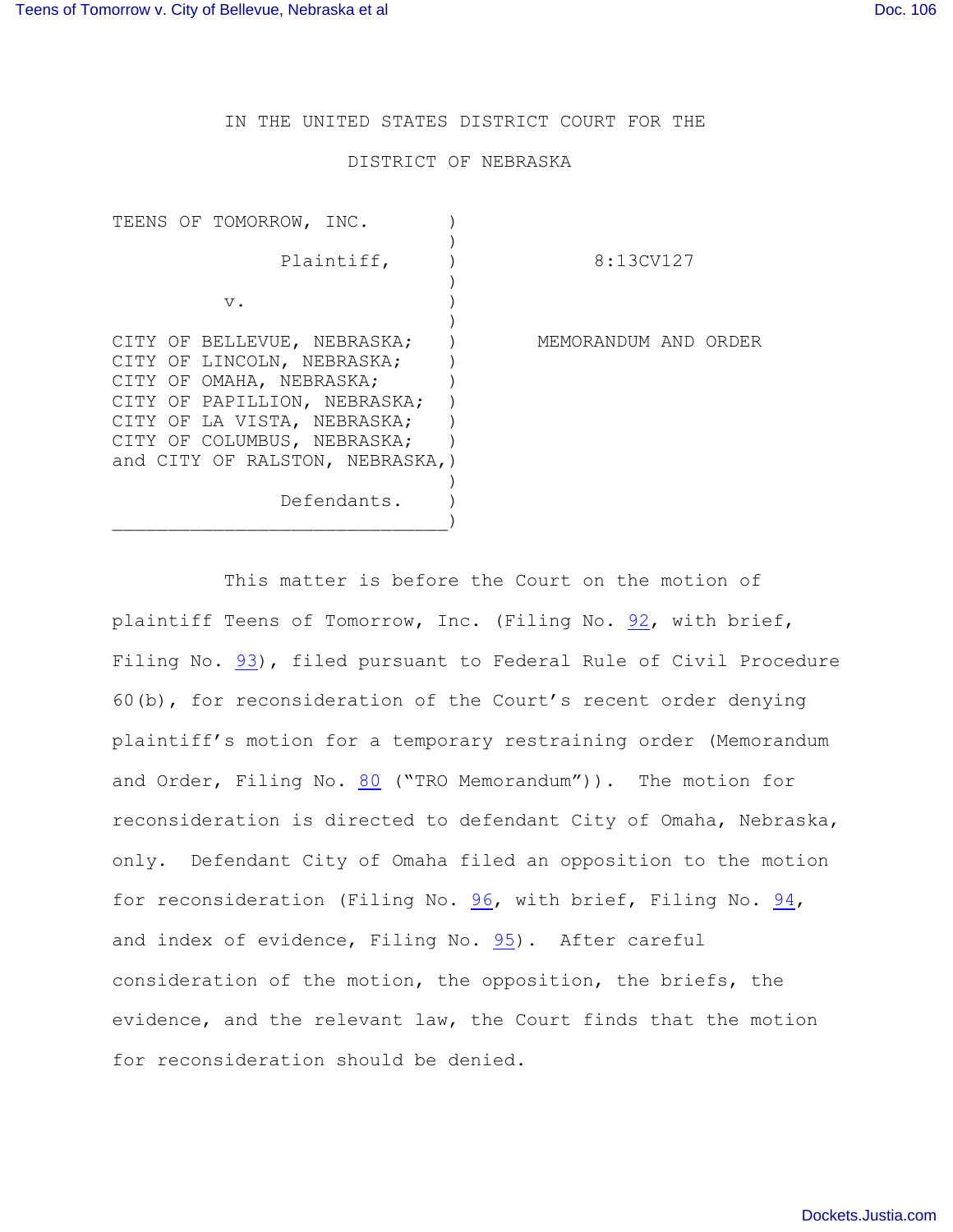IN THE UNITED STATES DISTRICT COURT FOR THE

DISTRICT OF NEBRASKA

| | |
|---|---|
| TEENS OF TOMORROW, INC.<br><br>Plaintiff,<br><br>v.<br><br>CITY OF BELLEVUE, NEBRASKA; CITY OF LINCOLN, NEBRASKA; CITY OF OMAHA, NEBRASKA; CITY OF PAPILLION, NEBRASKA; CITY OF LA VISTA, NEBRASKA; CITY OF COLUMBUS, NEBRASKA; and CITY OF RALSTON, NEBRASKA,<br><br>Defendants. | 8:13CV127<br><br>MEMORANDUM AND ORDER |

This matter is before the Court on the motion of plaintiff Teens of Tomorrow, Inc. (Filing No. 92, with brief, Filing No. 93), filed pursuant to Federal Rule of Civil Procedure 60(b), for reconsideration of the Court's recent order denying plaintiff's motion for a temporary restraining order (Memorandum and Order, Filing No. 80 ("TRO Memorandum")). The motion for reconsideration is directed to defendant City of Omaha, Nebraska, only. Defendant City of Omaha filed an opposition to the motion for reconsideration (Filing No. 96, with brief, Filing No. 94, and index of evidence, Filing No. 95). After careful consideration of the motion, the opposition, the briefs, the evidence, and the relevant law, the Court finds that the motion for reconsideration should be denied.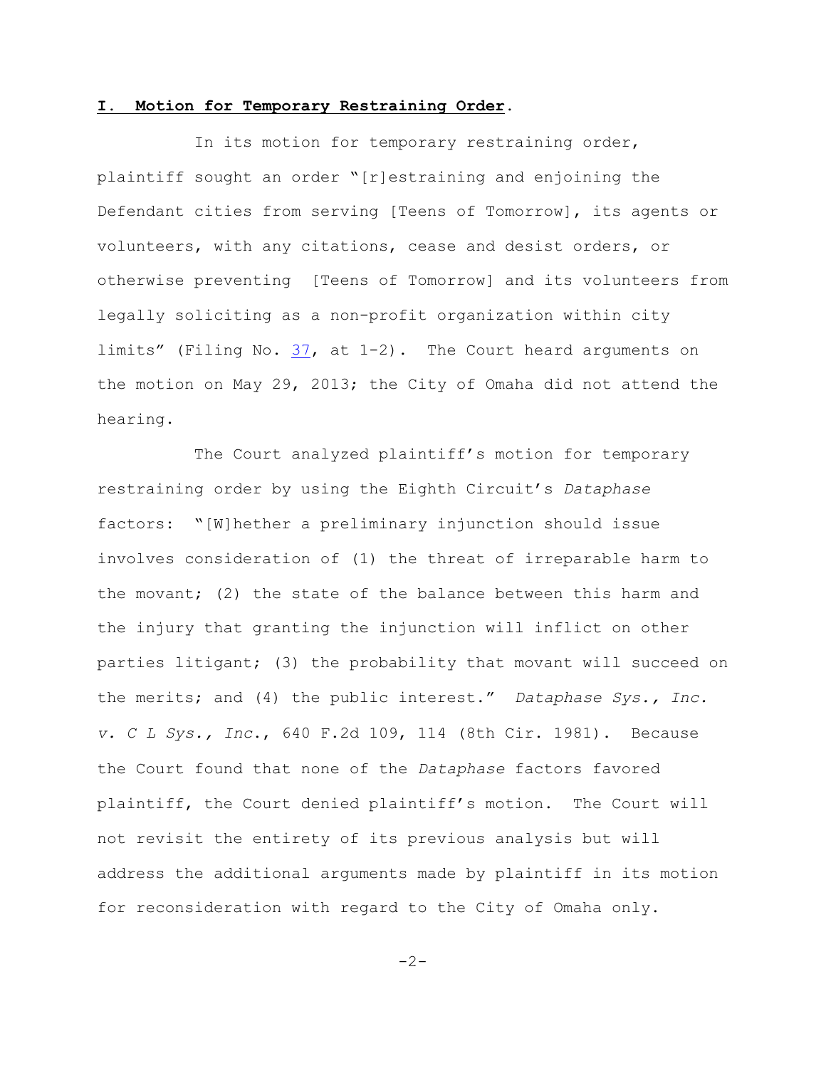## I. Motion for Temporary Restraining Order.

In its motion for temporary restraining order, plaintiff sought an order "[r]estraining and enjoining the Defendant cities from serving [Teens of Tomorrow], its agents or volunteers, with any citations, cease and desist orders, or otherwise preventing [Teens of Tomorrow] and its volunteers from legally soliciting as a non-profit organization within city limits" (Filing No. 37, at 1-2). The Court heard arguments on the motion on May 29, 2013; the City of Omaha did not attend the hearing.

The Court analyzed plaintiff's motion for temporary restraining order by using the Eighth Circuit's *Dataphase* factors: "[W]hether a preliminary injunction should issue involves consideration of (1) the threat of irreparable harm to the movant; (2) the state of the balance between this harm and the injury that granting the injunction will inflict on other parties litigant; (3) the probability that movant will succeed on the merits; and (4) the public interest." *Dataphase Sys., Inc. v. C L Sys., Inc.*, 640 F.2d 109, 114 (8th Cir. 1981). Because the Court found that none of the *Dataphase* factors favored plaintiff, the Court denied plaintiff's motion. The Court will not revisit the entirety of its previous analysis but will address the additional arguments made by plaintiff in its motion for reconsideration with regard to the City of Omaha only.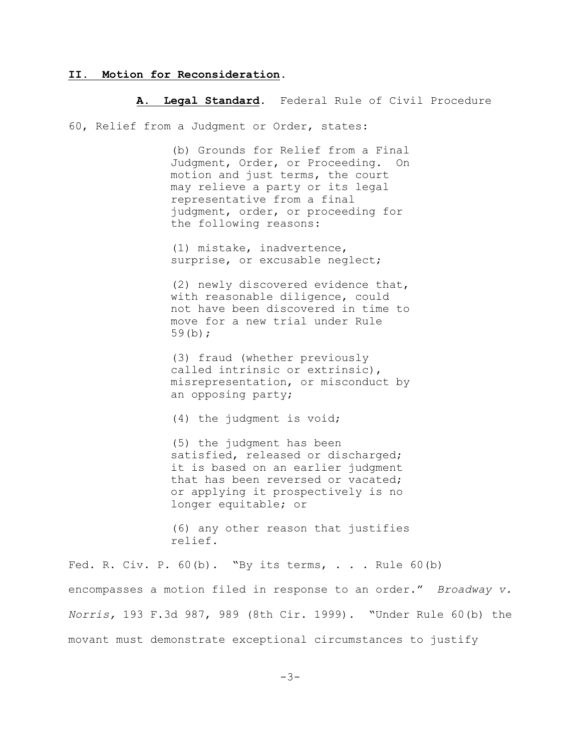## II. Motion for Reconsideration.

**A. Legal Standard.** Federal Rule of Civil Procedure 60, Relief from a Judgment or Order, states:

> (b) Grounds for Relief from a Final Judgment, Order, or Proceeding. On motion and just terms, the court may relieve a party or its legal representative from a final judgment, order, or proceeding for the following reasons:
>
> (1) mistake, inadvertence, surprise, or excusable neglect;
>
> (2) newly discovered evidence that, with reasonable diligence, could not have been discovered in time to move for a new trial under Rule 59(b);
>
> (3) fraud (whether previously called intrinsic or extrinsic), misrepresentation, or misconduct by an opposing party;
>
> (4) the judgment is void;
>
> (5) the judgment has been satisfied, released or discharged; it is based on an earlier judgment that has been reversed or vacated; or applying it prospectively is no longer equitable; or
>
> (6) any other reason that justifies relief.

Fed. R. Civ. P. 60(b). "By its terms, . . . Rule 60(b) encompasses a motion filed in response to an order." *Broadway v. Norris*, 193 F.3d 987, 989 (8th Cir. 1999). "Under Rule 60(b) the movant must demonstrate exceptional circumstances to justify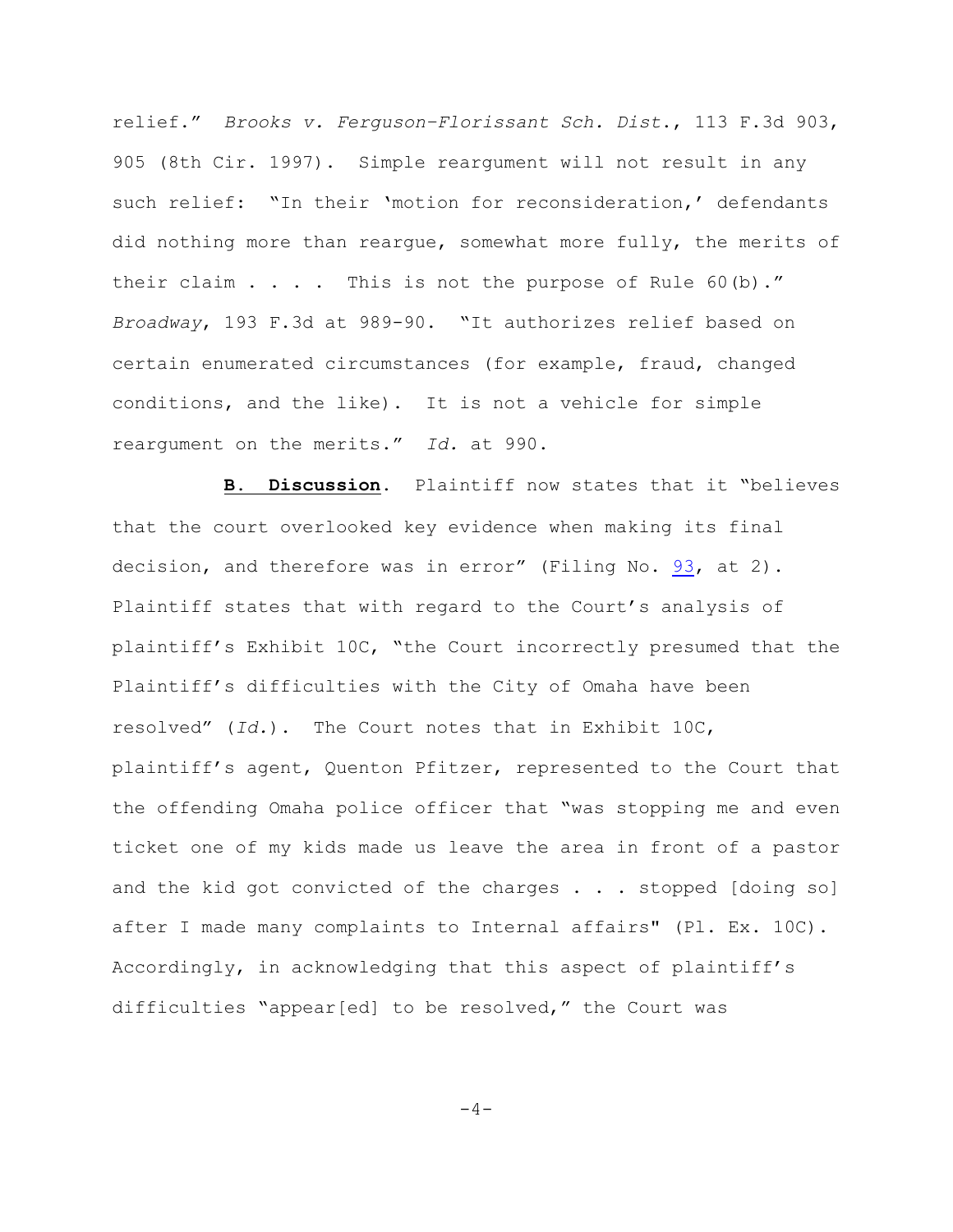relief." *Brooks v. Ferguson-Florissant Sch. Dist.*, 113 F.3d 903, 905 (8th Cir. 1997). Simple reargument will not result in any such relief: "In their 'motion for reconsideration,' defendants did nothing more than reargue, somewhat more fully, the merits of their claim . . . . This is not the purpose of Rule 60(b)." *Broadway*, 193 F.3d at 989-90. "It authorizes relief based on certain enumerated circumstances (for example, fraud, changed conditions, and the like). It is not a vehicle for simple reargument on the merits." *Id.* at 990.

**B. Discussion**. Plaintiff now states that it "believes that the court overlooked key evidence when making its final decision, and therefore was in error" (Filing No. 93, at 2). Plaintiff states that with regard to the Court's analysis of plaintiff's Exhibit 10C, "the Court incorrectly presumed that the Plaintiff's difficulties with the City of Omaha have been resolved" (*Id.*). The Court notes that in Exhibit 10C, plaintiff's agent, Quenton Pfitzer, represented to the Court that the offending Omaha police officer that "was stopping me and even ticket one of my kids made us leave the area in front of a pastor and the kid got convicted of the charges . . . stopped [doing so] after I made many complaints to Internal affairs" (Pl. Ex. 10C). Accordingly, in acknowledging that this aspect of plaintiff's difficulties "appear[ed] to be resolved," the Court was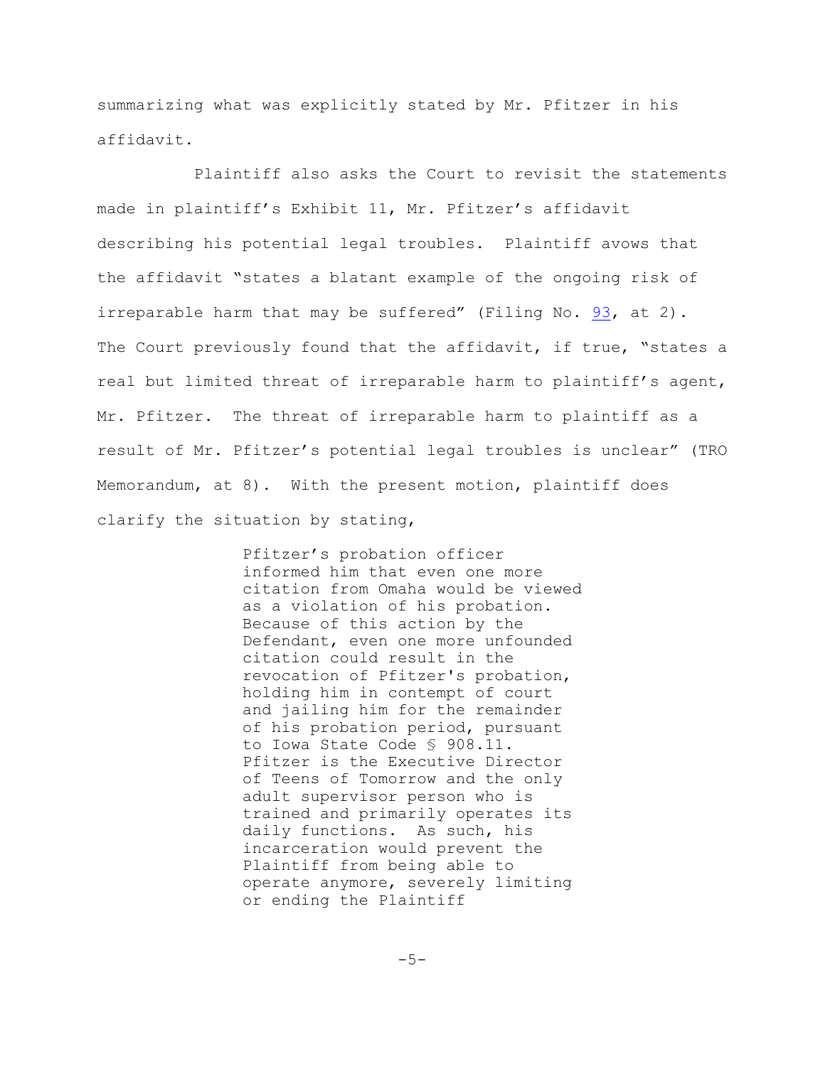summarizing what was explicitly stated by Mr. Pfitzer in his affidavit.

Plaintiff also asks the Court to revisit the statements made in plaintiff's Exhibit 11, Mr. Pfitzer's affidavit describing his potential legal troubles. Plaintiff avows that the affidavit "states a blatant example of the ongoing risk of irreparable harm that may be suffered" (Filing No. 93, at 2). The Court previously found that the affidavit, if true, "states a real but limited threat of irreparable harm to plaintiff's agent, Mr. Pfitzer. The threat of irreparable harm to plaintiff as a result of Mr. Pfitzer's potential legal troubles is unclear" (TRO Memorandum, at 8). With the present motion, plaintiff does clarify the situation by stating,

> Pfitzer's probation officer informed him that even one more citation from Omaha would be viewed as a violation of his probation. Because of this action by the Defendant, even one more unfounded citation could result in the revocation of Pfitzer's probation, holding him in contempt of court and jailing him for the remainder of his probation period, pursuant to Iowa State Code § 908.11. Pfitzer is the Executive Director of Teens of Tomorrow and the only adult supervisor person who is trained and primarily operates its daily functions. As such, his incarceration would prevent the Plaintiff from being able to operate anymore, severely limiting or ending the Plaintiff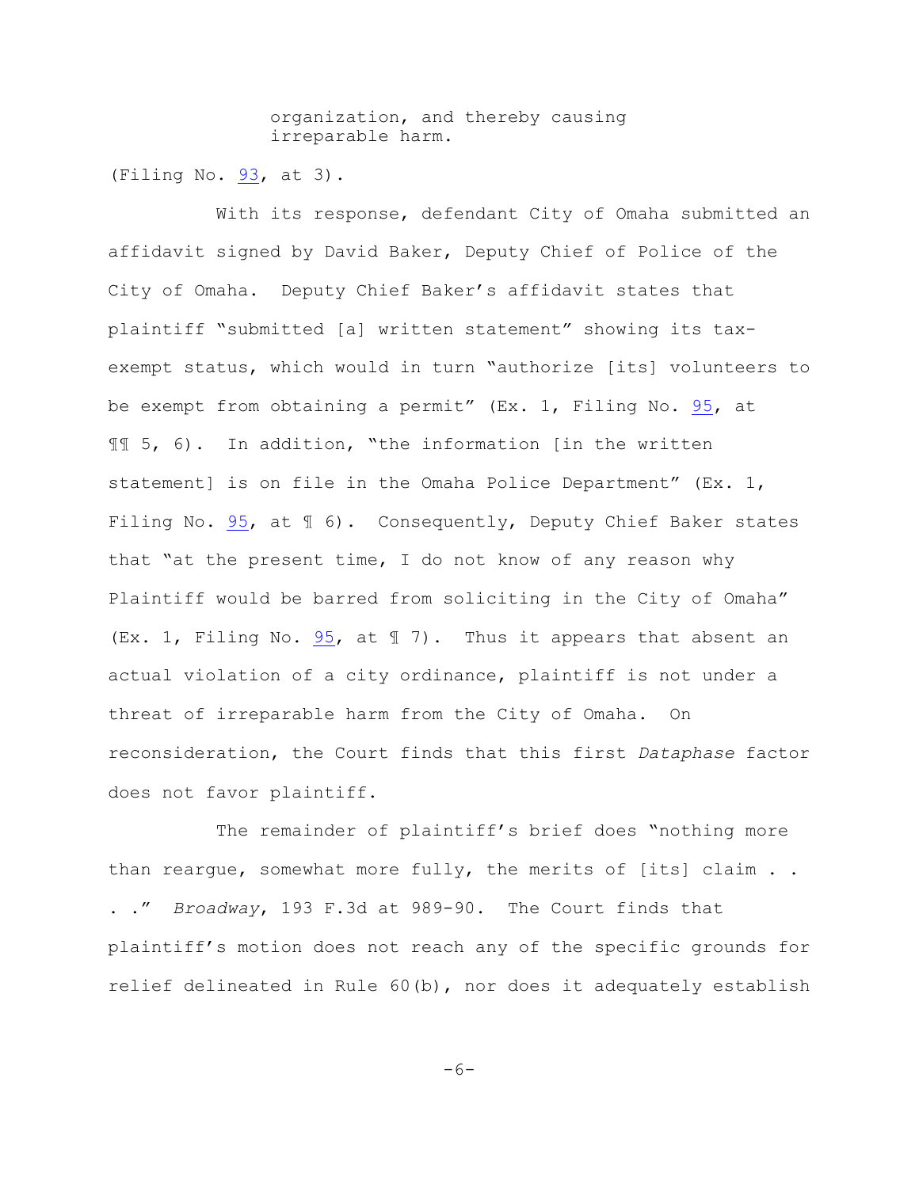> organization, and thereby causing irreparable harm.

(Filing No. 93, at 3).

With its response, defendant City of Omaha submitted an affidavit signed by David Baker, Deputy Chief of Police of the City of Omaha. Deputy Chief Baker's affidavit states that plaintiff "submitted [a] written statement" showing its tax-exempt status, which would in turn "authorize [its] volunteers to be exempt from obtaining a permit" (Ex. 1, Filing No. 95, at ¶¶ 5, 6). In addition, "the information [in the written statement] is on file in the Omaha Police Department" (Ex. 1, Filing No. 95, at ¶ 6). Consequently, Deputy Chief Baker states that "at the present time, I do not know of any reason why Plaintiff would be barred from soliciting in the City of Omaha" (Ex. 1, Filing No. 95, at ¶ 7). Thus it appears that absent an actual violation of a city ordinance, plaintiff is not under a threat of irreparable harm from the City of Omaha. On reconsideration, the Court finds that this first *Dataphase* factor does not favor plaintiff.

The remainder of plaintiff's brief does "nothing more than reargue, somewhat more fully, the merits of [its] claim . . . ." *Broadway*, 193 F.3d at 989-90. The Court finds that plaintiff's motion does not reach any of the specific grounds for relief delineated in Rule 60(b), nor does it adequately establish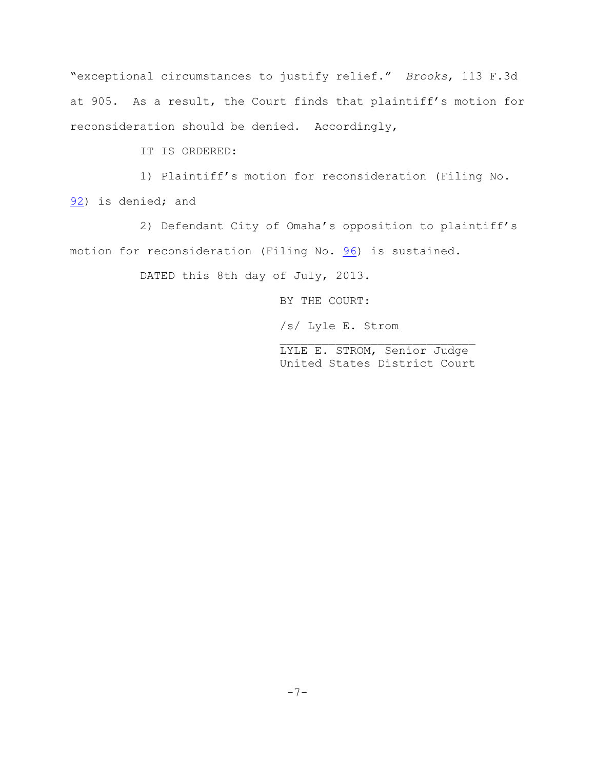"exceptional circumstances to justify relief." *Brooks*, 113 F.3d at 905. As a result, the Court finds that plaintiff's motion for reconsideration should be denied. Accordingly,

IT IS ORDERED:

1) Plaintiff's motion for reconsideration (Filing No. 92) is denied; and

2) Defendant City of Omaha's opposition to plaintiff's motion for reconsideration (Filing No. 96) is sustained.

DATED this 8th day of July, 2013.

BY THE COURT:

/s/ Lyle E. Strom

______________________________

LYLE E. STROM, Senior Judge
United States District Court